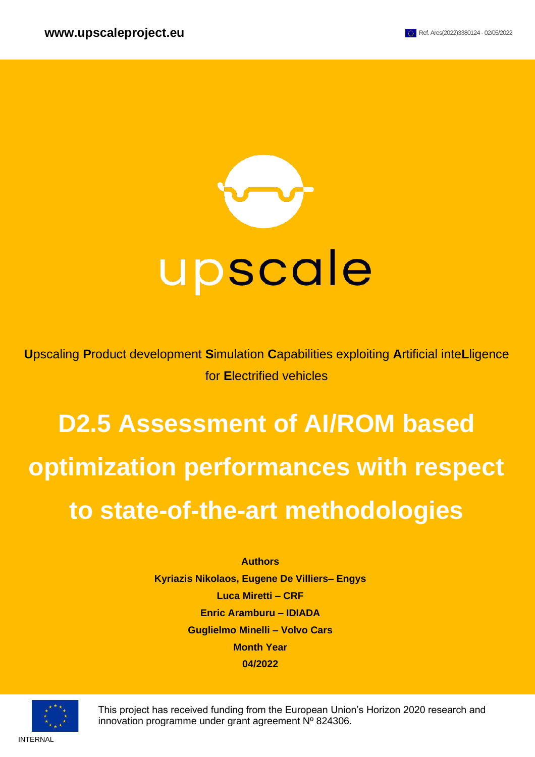**www.upscaleproject.eu**

Ref. Ares(2022)3380124 - 02/05/2022

upscale

**U**pscaling **P**roduct development **S**imulation **C**apabilities exploiting **A**rtificial inte**L**ligence for **E**lectrified vehicles

# D2.5 Assessment of AI/ROM based optimization performances with respect to state-of-the-art methodologies

**Authors**

**Kyriazis Nikolaos, Eugene De Villiers– Engys**

**Luca Miretti – CRF**

**Enric Aramburu – IDIADA**

**Guglielmo Minelli – Volvo Cars**

**Month Year**

**04/2022**

This project has received funding from the European Union's Horizon 2020 research and innovation programme under grant agreement Nº 824306.

INTERNAL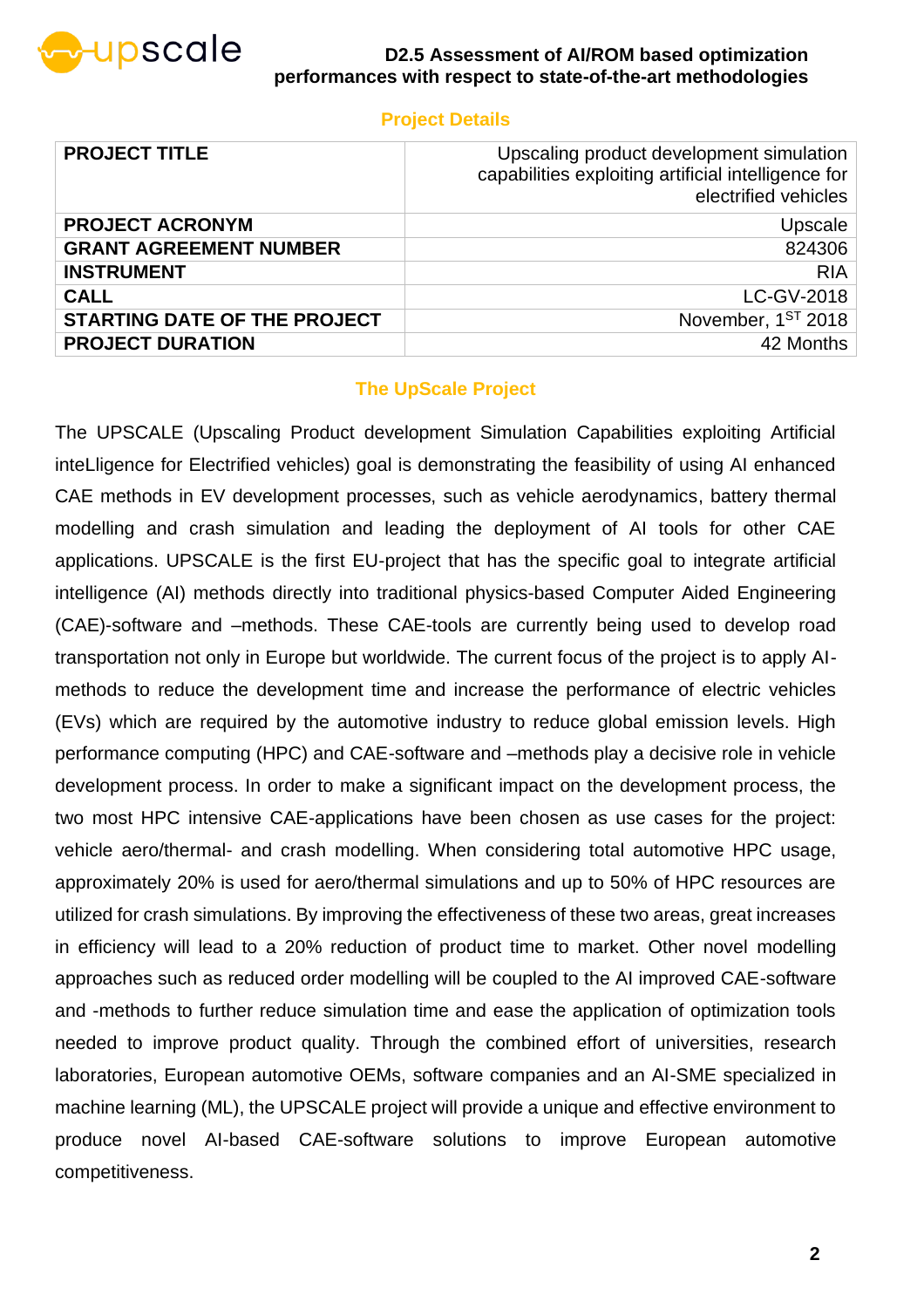## Project Details

| PROJECT TITLE | Upscaling product development simulation capabilities exploiting artificial intelligence for electrified vehicles |
|---|---|
| PROJECT ACRONYM | Upscale |
| GRANT AGREEMENT NUMBER | 824306 |
| INSTRUMENT | RIA |
| CALL | LC-GV-2018 |
| STARTING DATE OF THE PROJECT | November, 1ST 2018 |
| PROJECT DURATION | 42 Months |

## The UpScale Project

The UPSCALE (Upscaling Product development Simulation Capabilities exploiting Artificial inteLligence for Electrified vehicles) goal is demonstrating the feasibility of using AI enhanced CAE methods in EV development processes, such as vehicle aerodynamics, battery thermal modelling and crash simulation and leading the deployment of AI tools for other CAE applications. UPSCALE is the first EU-project that has the specific goal to integrate artificial intelligence (AI) methods directly into traditional physics-based Computer Aided Engineering (CAE)-software and –methods. These CAE-tools are currently being used to develop road transportation not only in Europe but worldwide. The current focus of the project is to apply AI-methods to reduce the development time and increase the performance of electric vehicles (EVs) which are required by the automotive industry to reduce global emission levels. High performance computing (HPC) and CAE-software and –methods play a decisive role in vehicle development process. In order to make a significant impact on the development process, the two most HPC intensive CAE-applications have been chosen as use cases for the project: vehicle aero/thermal- and crash modelling. When considering total automotive HPC usage, approximately 20% is used for aero/thermal simulations and up to 50% of HPC resources are utilized for crash simulations. By improving the effectiveness of these two areas, great increases in efficiency will lead to a 20% reduction of product time to market. Other novel modelling approaches such as reduced order modelling will be coupled to the AI improved CAE-software and -methods to further reduce simulation time and ease the application of optimization tools needed to improve product quality. Through the combined effort of universities, research laboratories, European automotive OEMs, software companies and an AI-SME specialized in machine learning (ML), the UPSCALE project will provide a unique and effective environment to produce novel AI-based CAE-software solutions to improve European automotive competitiveness.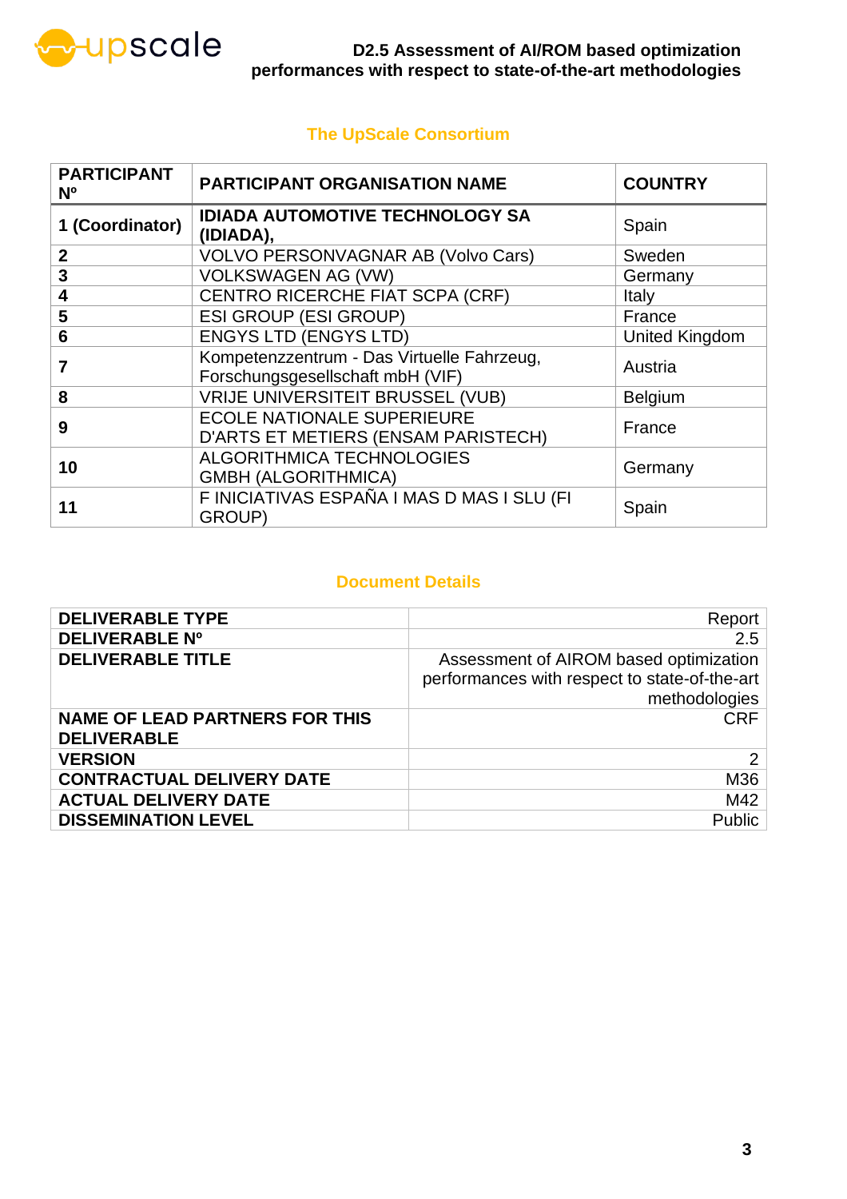## The UpScale Consortium

| PARTICIPANT Nº | PARTICIPANT ORGANISATION NAME | COUNTRY |
|---|---|---|
| **1 (Coordinator)** | **IDIADA AUTOMOTIVE TECHNOLOGY SA (IDIADA),** | Spain |
| **2** | VOLVO PERSONVAGNAR AB (Volvo Cars) | Sweden |
| **3** | VOLKSWAGEN AG (VW) | Germany |
| **4** | CENTRO RICERCHE FIAT SCPA (CRF) | Italy |
| **5** | ESI GROUP (ESI GROUP) | France |
| **6** | ENGYS LTD (ENGYS LTD) | United Kingdom |
| **7** | Kompetenzzentrum - Das Virtuelle Fahrzeug, Forschungsgesellschaft mbH (VIF) | Austria |
| **8** | VRIJE UNIVERSITEIT BRUSSEL (VUB) | Belgium |
| **9** | ECOLE NATIONALE SUPERIEURE D'ARTS ET METIERS (ENSAM PARISTECH) | France |
| **10** | ALGORITHMICA TECHNOLOGIES GMBH (ALGORITHMICA) | Germany |
| **11** | F INICIATIVAS ESPAÑA I MAS D MAS I SLU (FI GROUP) | Spain |

## Document Details

| | |
|---|---|
| **DELIVERABLE TYPE** | Report |
| **DELIVERABLE Nº** | 2.5 |
| **DELIVERABLE TITLE** | Assessment of AIROM based optimization performances with respect to state-of-the-art methodologies |
| **NAME OF LEAD PARTNERS FOR THIS DELIVERABLE** | CRF |
| **VERSION** | 2 |
| **CONTRACTUAL DELIVERY DATE** | M36 |
| **ACTUAL DELIVERY DATE** | M42 |
| **DISSEMINATION LEVEL** | Public |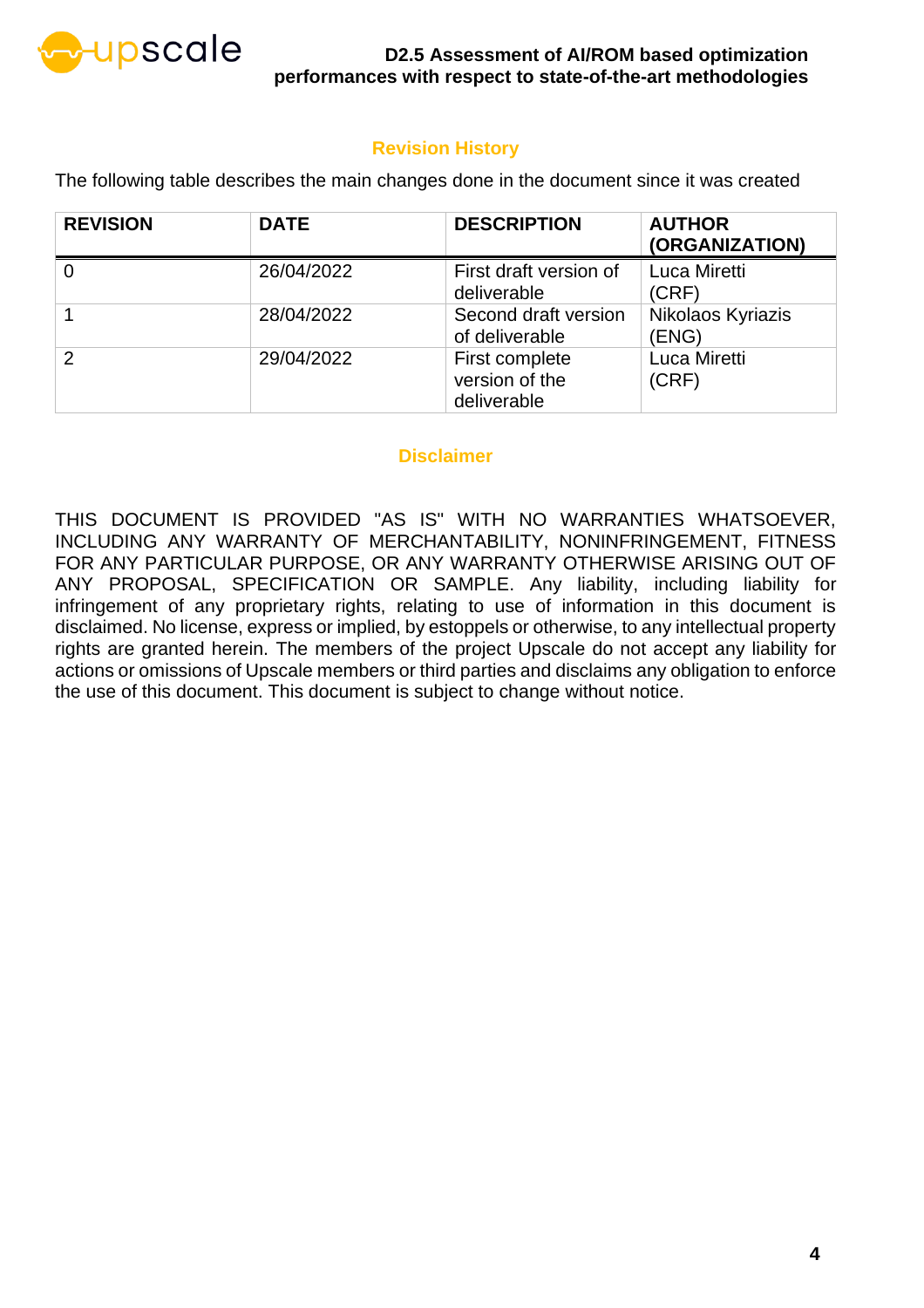## Revision History

The following table describes the main changes done in the document since it was created

| REVISION | DATE | DESCRIPTION | AUTHOR (ORGANIZATION) |
|---|---|---|---|
| 0 | 26/04/2022 | First draft version of deliverable | Luca Miretti (CRF) |
| 1 | 28/04/2022 | Second draft version of deliverable | Nikolaos Kyriazis (ENG) |
| 2 | 29/04/2022 | First complete version of the deliverable | Luca Miretti (CRF) |

## Disclaimer

THIS DOCUMENT IS PROVIDED "AS IS" WITH NO WARRANTIES WHATSOEVER, INCLUDING ANY WARRANTY OF MERCHANTABILITY, NONINFRINGEMENT, FITNESS FOR ANY PARTICULAR PURPOSE, OR ANY WARRANTY OTHERWISE ARISING OUT OF ANY PROPOSAL, SPECIFICATION OR SAMPLE. Any liability, including liability for infringement of any proprietary rights, relating to use of information in this document is disclaimed. No license, express or implied, by estoppels or otherwise, to any intellectual property rights are granted herein. The members of the project Upscale do not accept any liability for actions or omissions of Upscale members or third parties and disclaims any obligation to enforce the use of this document. This document is subject to change without notice.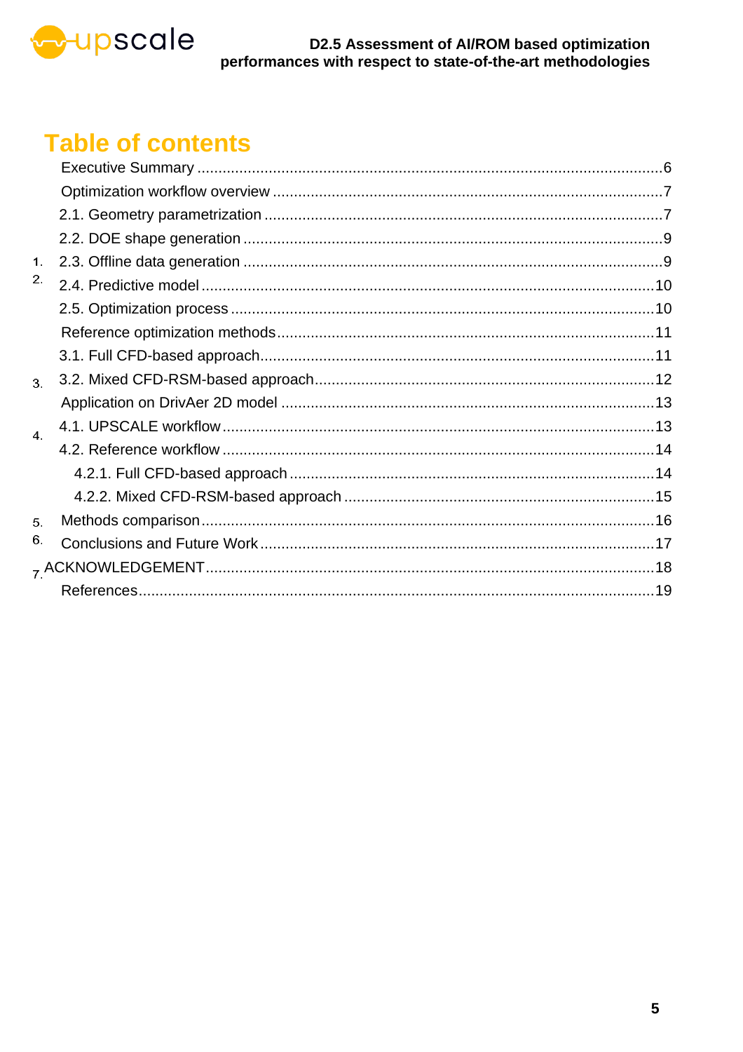# Table of contents

1. Executive Summary ....................................................6
2. Optimization workflow overview ....................................7
   - 2.1. Geometry parametrization ....................................7
   - 2.2. DOE shape generation ....................................9
   - 2.3. Offline data generation ....................................9
   - 2.4. Predictive model ....................................10
   - 2.5. Optimization process ....................................10
3. Reference optimization methods ....................................11
   - 3.1. Full CFD-based approach ....................................11
   - 3.2. Mixed CFD-RSM-based approach ....................................12
4. Application on DrivAer 2D model ....................................13
   - 4.1. UPSCALE workflow ....................................13
   - 4.2. Reference workflow ....................................14
     - 4.2.1. Full CFD-based approach ....................................14
     - 4.2.2. Mixed CFD-RSM-based approach ....................................15
5. Methods comparison ....................................16
6. Conclusions and Future Work ....................................17
7. ACKNOWLEDGEMENT ....................................18

References ....................................19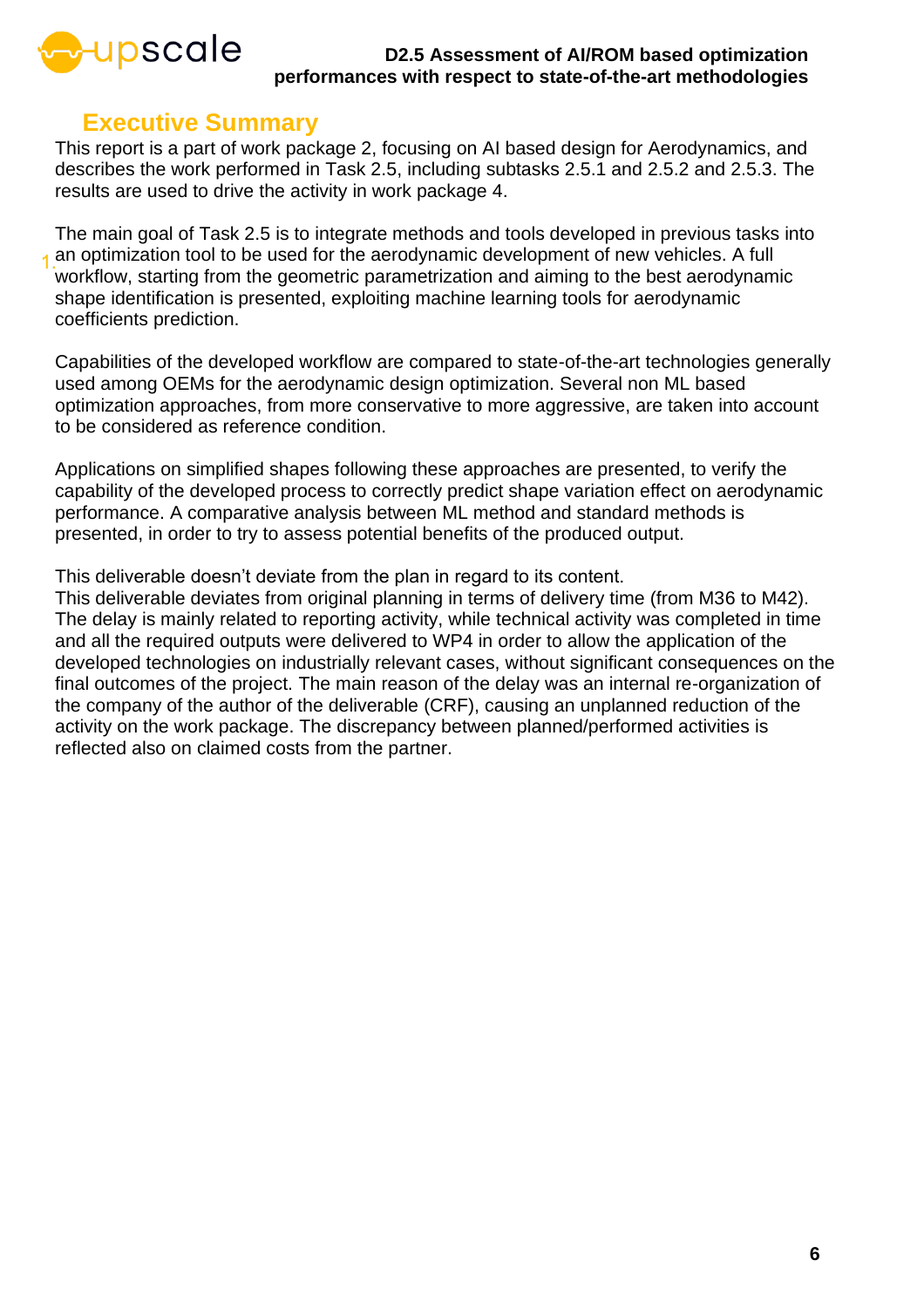# Executive Summary

This report is a part of work package 2, focusing on AI based design for Aerodynamics, and describes the work performed in Task 2.5, including subtasks 2.5.1 and 2.5.2 and 2.5.3. The results are used to drive the activity in work package 4.

The main goal of Task 2.5 is to integrate methods and tools developed in previous tasks into an optimization tool to be used for the aerodynamic development of new vehicles. A full workflow, starting from the geometric parametrization and aiming to the best aerodynamic shape identification is presented, exploiting machine learning tools for aerodynamic coefficients prediction.

Capabilities of the developed workflow are compared to state-of-the-art technologies generally used among OEMs for the aerodynamic design optimization. Several non ML based optimization approaches, from more conservative to more aggressive, are taken into account to be considered as reference condition.

Applications on simplified shapes following these approaches are presented, to verify the capability of the developed process to correctly predict shape variation effect on aerodynamic performance. A comparative analysis between ML method and standard methods is presented, in order to try to assess potential benefits of the produced output.

This deliverable doesn't deviate from the plan in regard to its content.
This deliverable deviates from original planning in terms of delivery time (from M36 to M42). The delay is mainly related to reporting activity, while technical activity was completed in time and all the required outputs were delivered to WP4 in order to allow the application of the developed technologies on industrially relevant cases, without significant consequences on the final outcomes of the project. The main reason of the delay was an internal re-organization of the company of the author of the deliverable (CRF), causing an unplanned reduction of the activity on the work package. The discrepancy between planned/performed activities is reflected also on claimed costs from the partner.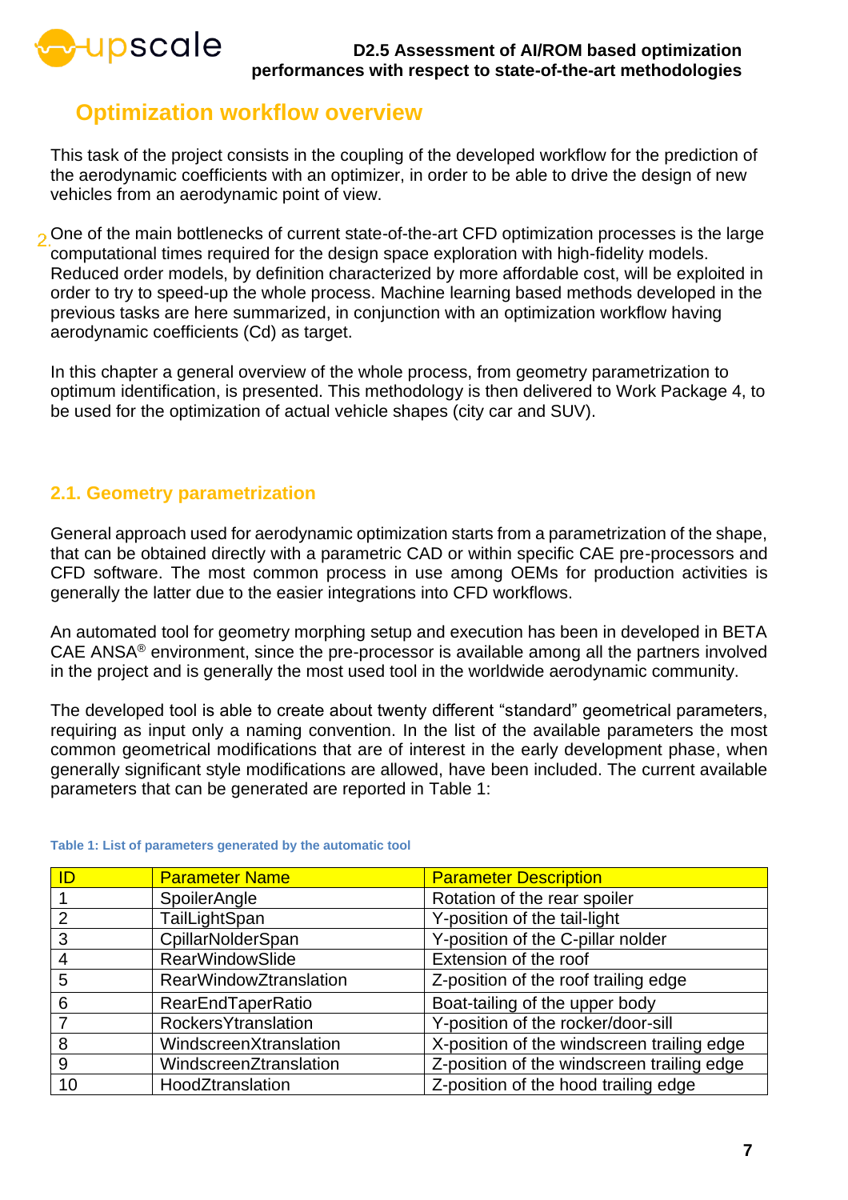# 2. Optimization workflow overview

This task of the project consists in the coupling of the developed workflow for the prediction of the aerodynamic coefficients with an optimizer, in order to be able to drive the design of new vehicles from an aerodynamic point of view.

One of the main bottlenecks of current state-of-the-art CFD optimization processes is the large computational times required for the design space exploration with high-fidelity models. Reduced order models, by definition characterized by more affordable cost, will be exploited in order to try to speed-up the whole process. Machine learning based methods developed in the previous tasks are here summarized, in conjunction with an optimization workflow having aerodynamic coefficients (Cd) as target.

In this chapter a general overview of the whole process, from geometry parametrization to optimum identification, is presented. This methodology is then delivered to Work Package 4, to be used for the optimization of actual vehicle shapes (city car and SUV).

## 2.1. Geometry parametrization

General approach used for aerodynamic optimization starts from a parametrization of the shape, that can be obtained directly with a parametric CAD or within specific CAE pre-processors and CFD software. The most common process in use among OEMs for production activities is generally the latter due to the easier integrations into CFD workflows.

An automated tool for geometry morphing setup and execution has been in developed in BETA CAE ANSA® environment, since the pre-processor is available among all the partners involved in the project and is generally the most used tool in the worldwide aerodynamic community.

The developed tool is able to create about twenty different "standard" geometrical parameters, requiring as input only a naming convention. In the list of the available parameters the most common geometrical modifications that are of interest in the early development phase, when generally significant style modifications are allowed, have been included. The current available parameters that can be generated are reported in Table 1:

Table 1: List of parameters generated by the automatic tool

| ID | Parameter Name | Parameter Description |
|---|---|---|
| 1 | SpoilerAngle | Rotation of the rear spoiler |
| 2 | TailLightSpan | Y-position of the tail-light |
| 3 | CpillarNolderSpan | Y-position of the C-pillar nolder |
| 4 | RearWindowSlide | Extension of the roof |
| 5 | RearWindowZtranslation | Z-position of the roof trailing edge |
| 6 | RearEndTaperRatio | Boat-tailing of the upper body |
| 7 | RockersYtranslation | Y-position of the rocker/door-sill |
| 8 | WindscreenXtranslation | X-position of the windscreen trailing edge |
| 9 | WindscreenZtranslation | Z-position of the windscreen trailing edge |
| 10 | HoodZtranslation | Z-position of the hood trailing edge |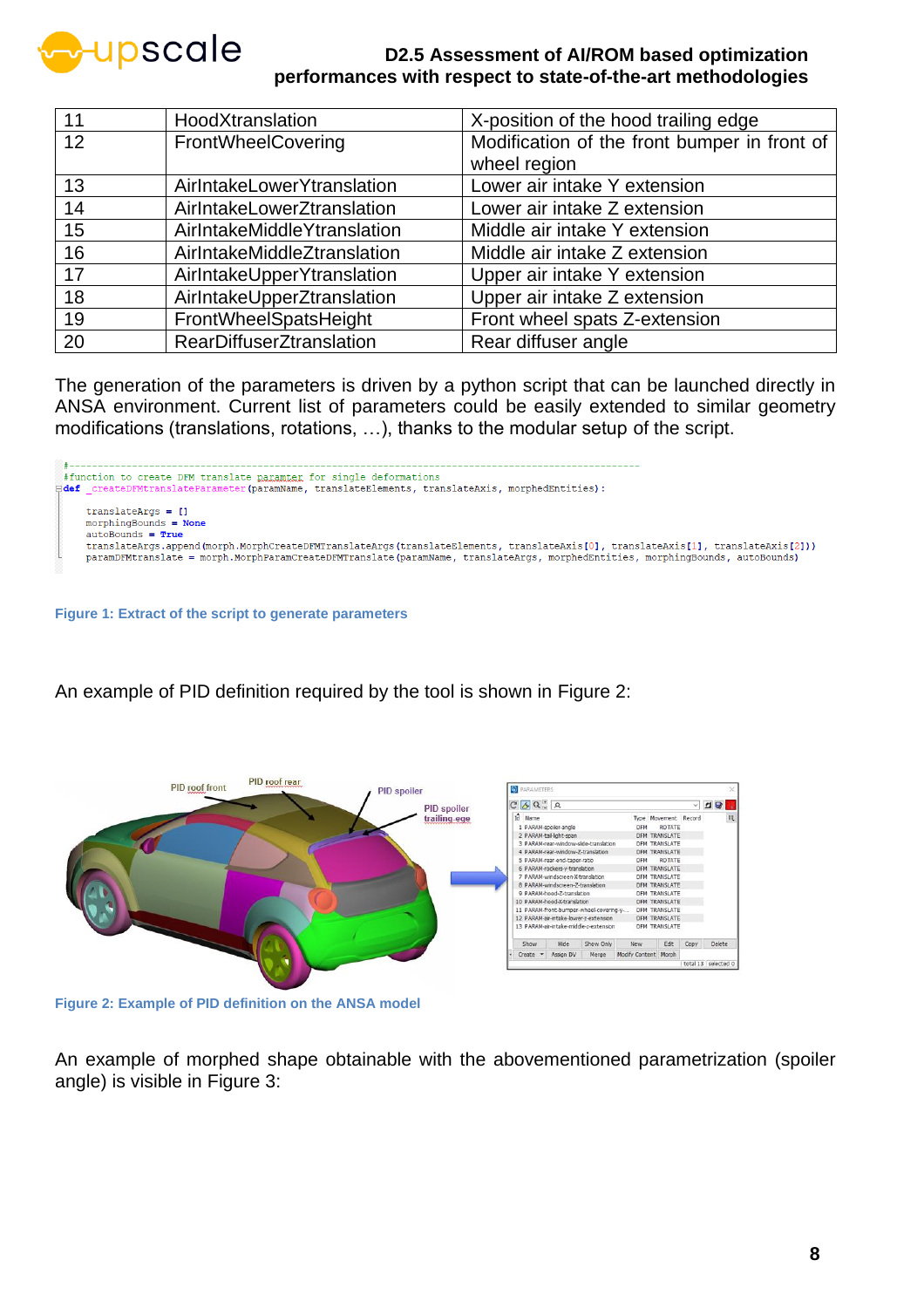| 11 | HoodXtranslation | X-position of the hood trailing edge |
|---|---|---|
| 12 | FrontWheelCovering | Modification of the front bumper in front of wheel region |
| 13 | AirIntakeLowerYtranslation | Lower air intake Y extension |
| 14 | AirIntakeLowerZtranslation | Lower air intake Z extension |
| 15 | AirIntakeMiddleYtranslation | Middle air intake Y extension |
| 16 | AirIntakeMiddleZtranslation | Middle air intake Z extension |
| 17 | AirIntakeUpperYtranslation | Upper air intake Y extension |
| 18 | AirIntakeUpperZtranslation | Upper air intake Z extension |
| 19 | FrontWheelSpatsHeight | Front wheel spats Z-extension |
| 20 | RearDiffuserZtranslation | Rear diffuser angle |

The generation of the parameters is driven by a python script that can be launched directly in ANSA environment. Current list of parameters could be easily extended to similar geometry modifications (translations, rotations, …), thanks to the modular setup of the script.

```
#-------------------------------------------------------------------------------
#function to create DFM translate paramter for single deformations
def _createDFMTranslateParameter(paramName, translateElements, translateAxis, morphedEntities):

    translateArgs = []
    morphingBounds = None
    autoBounds = True
    translateArgs.append(morph.MorphCreateDFMTranslateArgs(translateElements, translateAxis[0], translateAxis[1], translateAxis[2]))
    paramDFMtranslate = morph.MorphParamCreateDFMTranslate(paramName, translateArgs, morphedEntities, morphingBounds, autoBounds)
```

Figure 1: Extract of the script to generate parameters

An example of PID definition required by the tool is shown in Figure 2:

Figure 2: Example of PID definition on the ANSA model

An example of morphed shape obtainable with the abovementioned parametrization (spoiler angle) is visible in Figure 3: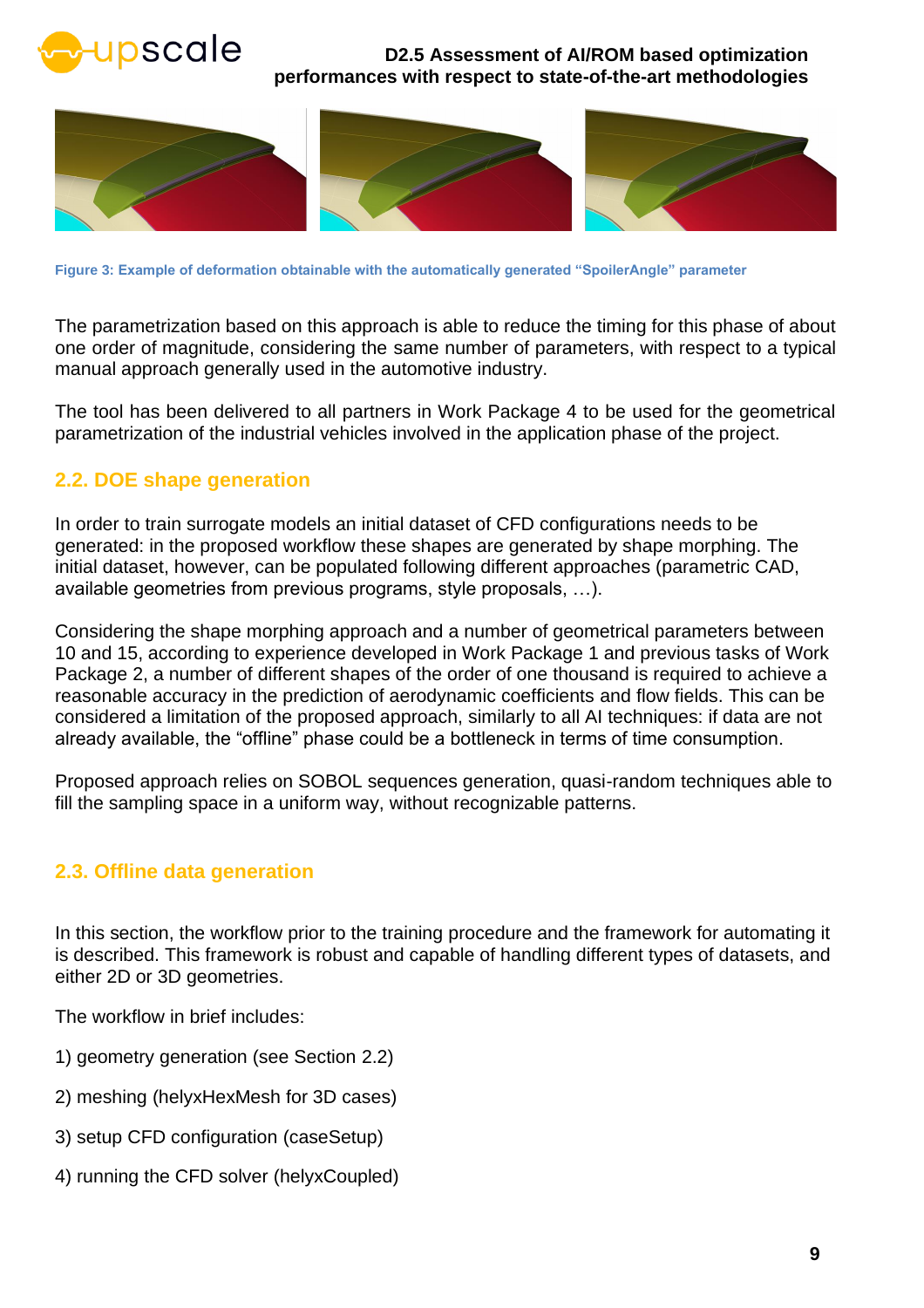Figure 3: Example of deformation obtainable with the automatically generated "SpoilerAngle" parameter

The parametrization based on this approach is able to reduce the timing for this phase of about one order of magnitude, considering the same number of parameters, with respect to a typical manual approach generally used in the automotive industry.

The tool has been delivered to all partners in Work Package 4 to be used for the geometrical parametrization of the industrial vehicles involved in the application phase of the project.

## 2.2. DOE shape generation

In order to train surrogate models an initial dataset of CFD configurations needs to be generated: in the proposed workflow these shapes are generated by shape morphing. The initial dataset, however, can be populated following different approaches (parametric CAD, available geometries from previous programs, style proposals, …).

Considering the shape morphing approach and a number of geometrical parameters between 10 and 15, according to experience developed in Work Package 1 and previous tasks of Work Package 2, a number of different shapes of the order of one thousand is required to achieve a reasonable accuracy in the prediction of aerodynamic coefficients and flow fields. This can be considered a limitation of the proposed approach, similarly to all AI techniques: if data are not already available, the "offline" phase could be a bottleneck in terms of time consumption.

Proposed approach relies on SOBOL sequences generation, quasi-random techniques able to fill the sampling space in a uniform way, without recognizable patterns.

## 2.3. Offline data generation

In this section, the workflow prior to the training procedure and the framework for automating it is described. This framework is robust and capable of handling different types of datasets, and either 2D or 3D geometries.

The workflow in brief includes:

1) geometry generation (see Section 2.2)

2) meshing (helyxHexMesh for 3D cases)

3) setup CFD configuration (caseSetup)

4) running the CFD solver (helyxCoupled)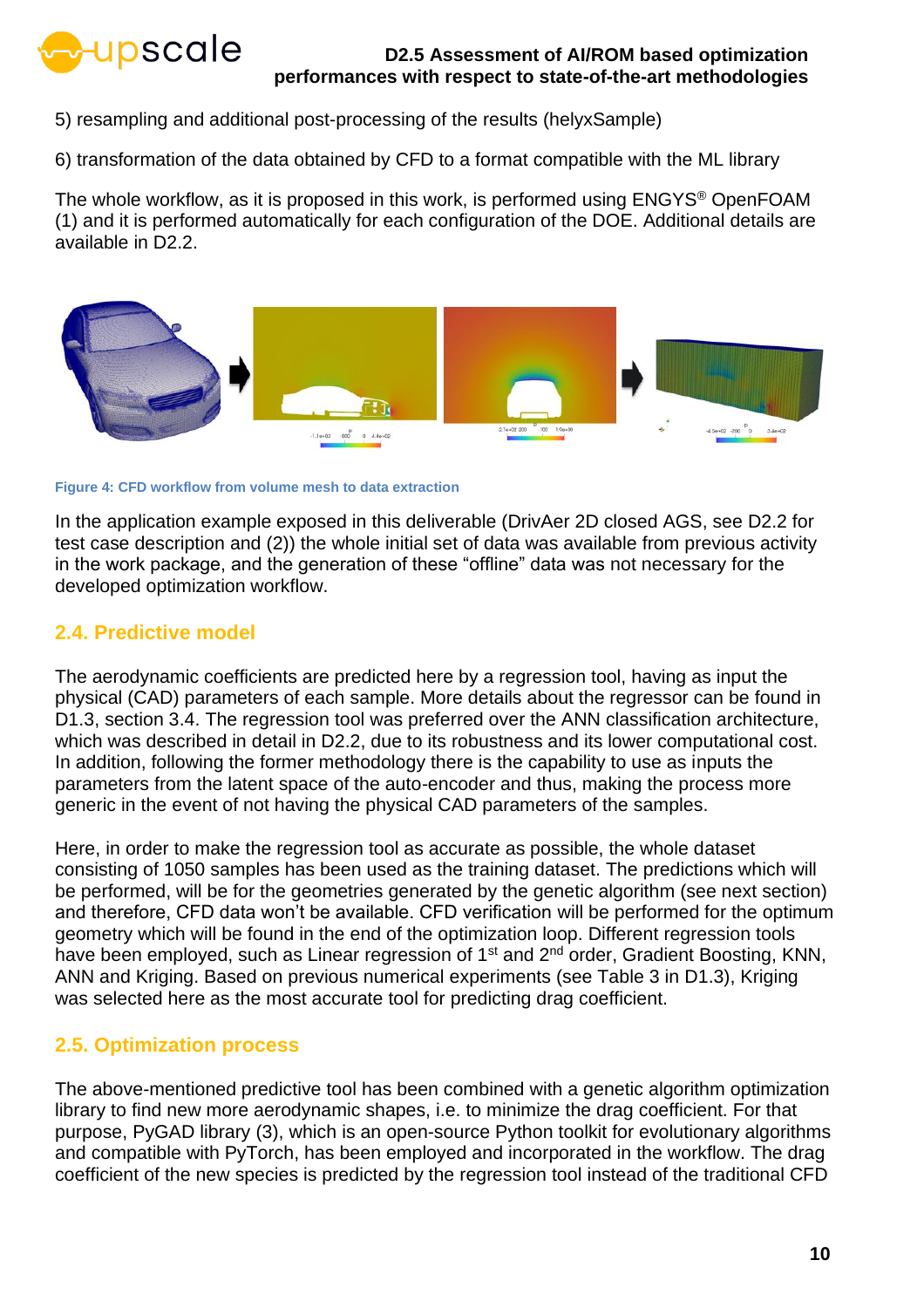5) resampling and additional post-processing of the results (helyxSample)

6) transformation of the data obtained by CFD to a format compatible with the ML library

The whole workflow, as it is proposed in this work, is performed using ENGYS® OpenFOAM (1) and it is performed automatically for each configuration of the DOE. Additional details are available in D2.2.

Figure 4: CFD workflow from volume mesh to data extraction

In the application example exposed in this deliverable (DrivAer 2D closed AGS, see D2.2 for test case description and (2)) the whole initial set of data was available from previous activity in the work package, and the generation of these "offline" data was not necessary for the developed optimization workflow.

## 2.4. Predictive model

The aerodynamic coefficients are predicted here by a regression tool, having as input the physical (CAD) parameters of each sample. More details about the regressor can be found in D1.3, section 3.4. The regression tool was preferred over the ANN classification architecture, which was described in detail in D2.2, due to its robustness and its lower computational cost. In addition, following the former methodology there is the capability to use as inputs the parameters from the latent space of the auto-encoder and thus, making the process more generic in the event of not having the physical CAD parameters of the samples.

Here, in order to make the regression tool as accurate as possible, the whole dataset consisting of 1050 samples has been used as the training dataset. The predictions which will be performed, will be for the geometries generated by the genetic algorithm (see next section) and therefore, CFD data won't be available. CFD verification will be performed for the optimum geometry which will be found in the end of the optimization loop. Different regression tools have been employed, such as Linear regression of 1st and 2nd order, Gradient Boosting, KNN, ANN and Kriging. Based on previous numerical experiments (see Table 3 in D1.3), Kriging was selected here as the most accurate tool for predicting drag coefficient.

## 2.5. Optimization process

The above-mentioned predictive tool has been combined with a genetic algorithm optimization library to find new more aerodynamic shapes, i.e. to minimize the drag coefficient. For that purpose, PyGAD library (3), which is an open-source Python toolkit for evolutionary algorithms and compatible with PyTorch, has been employed and incorporated in the workflow. The drag coefficient of the new species is predicted by the regression tool instead of the traditional CFD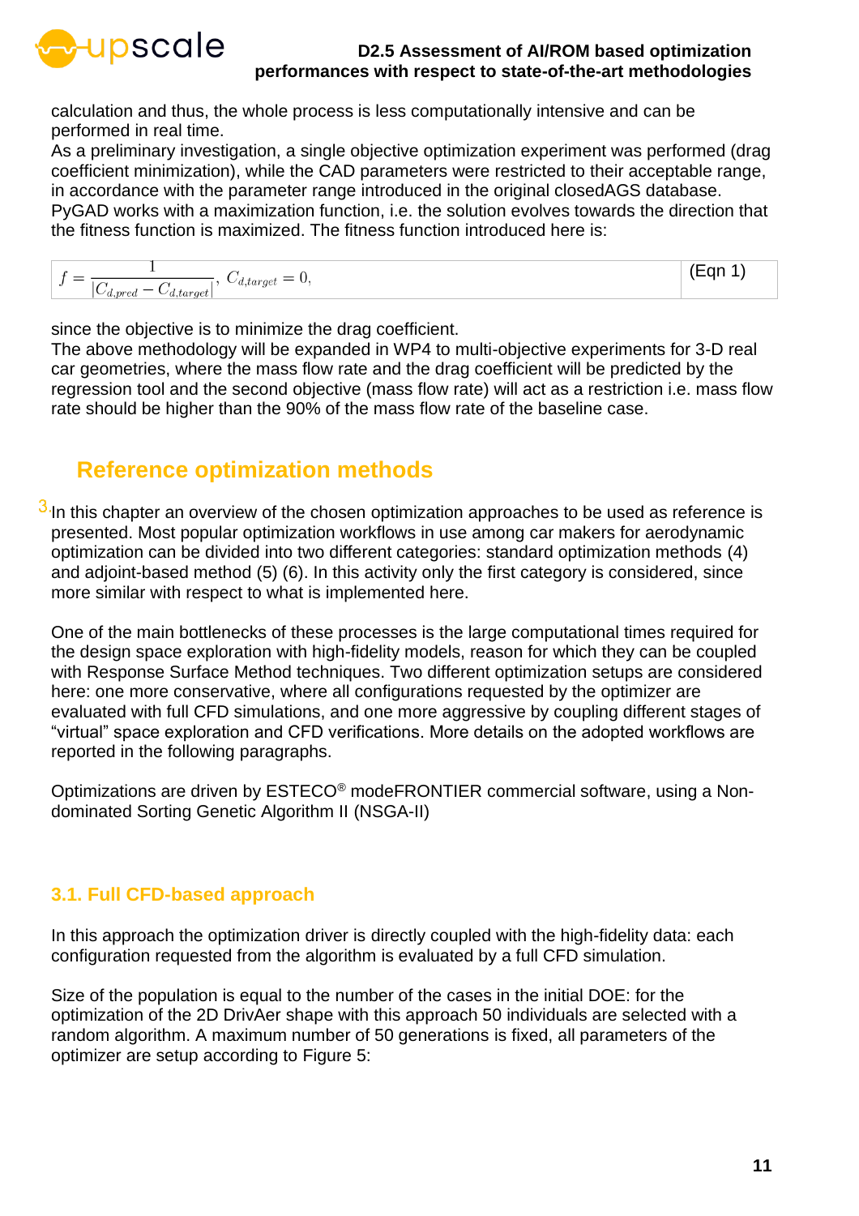calculation and thus, the whole process is less computationally intensive and can be performed in real time.
As a preliminary investigation, a single objective optimization experiment was performed (drag coefficient minimization), while the CAD parameters were restricted to their acceptable range, in accordance with the parameter range introduced in the original closedAGS database.
PyGAD works with a maximization function, i.e. the solution evolves towards the direction that the fitness function is maximized. The fitness function introduced here is:

$$f = \frac{1}{|C_{d,pred} - C_{d,target}|}, \; C_{d,target} = 0, \quad \text{(Eqn 1)}$$

since the objective is to minimize the drag coefficient.
The above methodology will be expanded in WP4 to multi-objective experiments for 3-D real car geometries, where the mass flow rate and the drag coefficient will be predicted by the regression tool and the second objective (mass flow rate) will act as a restriction i.e. mass flow rate should be higher than the 90% of the mass flow rate of the baseline case.

# 3 Reference optimization methods

In this chapter an overview of the chosen optimization approaches to be used as reference is presented. Most popular optimization workflows in use among car makers for aerodynamic optimization can be divided into two different categories: standard optimization methods (4) and adjoint-based method (5) (6). In this activity only the first category is considered, since more similar with respect to what is implemented here.

One of the main bottlenecks of these processes is the large computational times required for the design space exploration with high-fidelity models, reason for which they can be coupled with Response Surface Method techniques. Two different optimization setups are considered here: one more conservative, where all configurations requested by the optimizer are evaluated with full CFD simulations, and one more aggressive by coupling different stages of “virtual” space exploration and CFD verifications. More details on the adopted workflows are reported in the following paragraphs.

Optimizations are driven by ESTECO® modeFRONTIER commercial software, using a Non-dominated Sorting Genetic Algorithm II (NSGA-II)

## 3.1. Full CFD-based approach

In this approach the optimization driver is directly coupled with the high-fidelity data: each configuration requested from the algorithm is evaluated by a full CFD simulation.

Size of the population is equal to the number of the cases in the initial DOE: for the optimization of the 2D DrivAer shape with this approach 50 individuals are selected with a random algorithm. A maximum number of 50 generations is fixed, all parameters of the optimizer are setup according to Figure 5: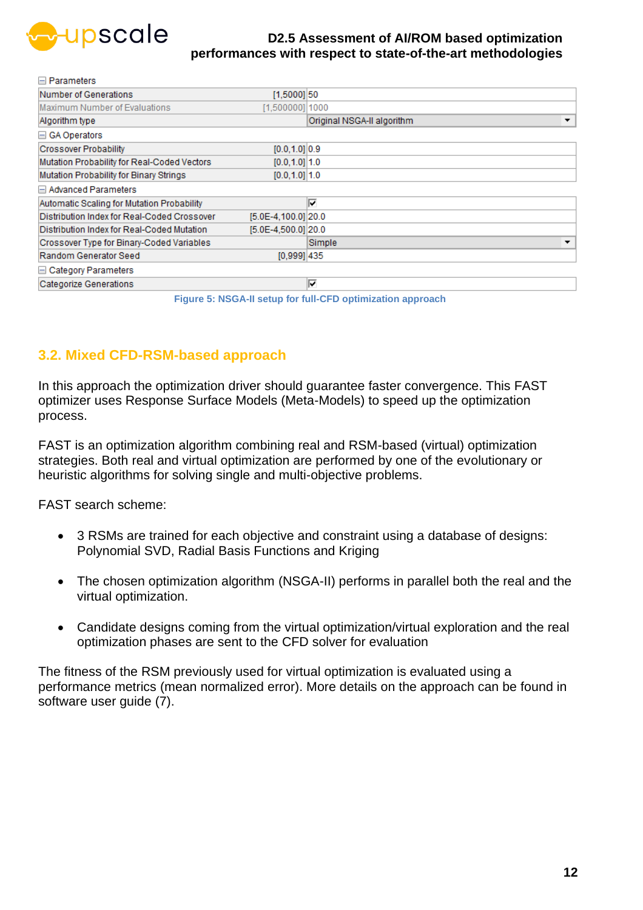| Parameters | | |
|---|---|---|
| Number of Generations | [1,5000] | 50 |
| Maximum Number of Evaluations | [1,500000] | 1000 |
| Algorithm type | | Original NSGA-II algorithm |
| **GA Operators** | | |
| Crossover Probability | [0.0,1.0] | 0.9 |
| Mutation Probability for Real-Coded Vectors | [0.0,1.0] | 1.0 |
| Mutation Probability for Binary Strings | [0.0,1.0] | 1.0 |
| **Advanced Parameters** | | |
| Automatic Scaling for Mutation Probability | | ☑ |
| Distribution Index for Real-Coded Crossover | [5.0E-4,100.0] | 20.0 |
| Distribution Index for Real-Coded Mutation | [5.0E-4,500.0] | 20.0 |
| Crossover Type for Binary-Coded Variables | | Simple |
| Random Generator Seed | [0,999] | 435 |
| **Category Parameters** | | |
| Categorize Generations | | ☑ |

Figure 5: NSGA-II setup for full-CFD optimization approach

## 3.2. Mixed CFD-RSM-based approach

In this approach the optimization driver should guarantee faster convergence. This FAST optimizer uses Response Surface Models (Meta-Models) to speed up the optimization process.

FAST is an optimization algorithm combining real and RSM-based (virtual) optimization strategies. Both real and virtual optimization are performed by one of the evolutionary or heuristic algorithms for solving single and multi-objective problems.

FAST search scheme:

- 3 RSMs are trained for each objective and constraint using a database of designs: Polynomial SVD, Radial Basis Functions and Kriging
- The chosen optimization algorithm (NSGA-II) performs in parallel both the real and the virtual optimization.
- Candidate designs coming from the virtual optimization/virtual exploration and the real optimization phases are sent to the CFD solver for evaluation

The fitness of the RSM previously used for virtual optimization is evaluated using a performance metrics (mean normalized error). More details on the approach can be found in software user guide (7).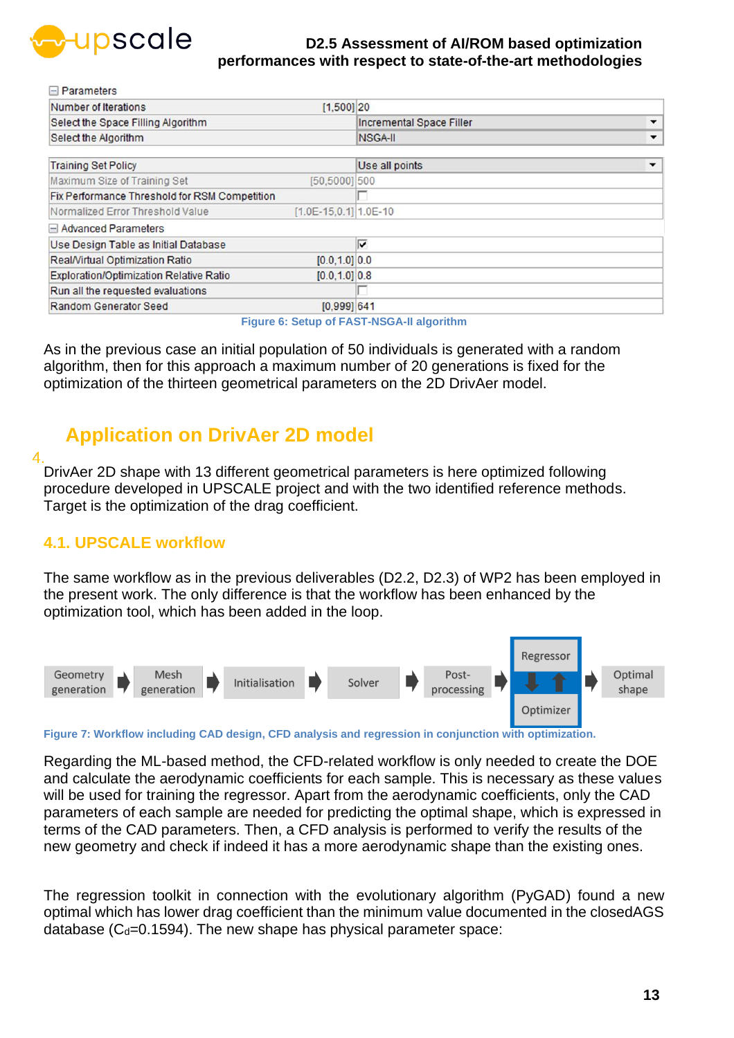| Parameters | | |
|---|---|---|
| Number of Iterations | [1,500] | 20 |
| Select the Space Filling Algorithm | | Incremental Space Filler |
| Select the Algorithm | | NSGA-II |
| Training Set Policy | | Use all points |
| Maximum Size of Training Set | [50,5000] | 500 |
| Fix Performance Threshold for RSM Competition | | ☐ |
| Normalized Error Threshold Value | [1.0E-15,0.1] | 1.0E-10 |
| **Advanced Parameters** | | |
| Use Design Table as Initial Database | | ☑ |
| Real/Virtual Optimization Ratio | [0.0,1.0] | 0.0 |
| Exploration/Optimization Relative Ratio | [0.0,1.0] | 0.8 |
| Run all the requested evaluations | | ☐ |
| Random Generator Seed | [0,999] | 641 |

Figure 6: Setup of FAST-NSGA-II algorithm

As in the previous case an initial population of 50 individuals is generated with a random algorithm, then for this approach a maximum number of 20 generations is fixed for the optimization of the thirteen geometrical parameters on the 2D DrivAer model.

# 4. Application on DrivAer 2D model

DrivAer 2D shape with 13 different geometrical parameters is here optimized following procedure developed in UPSCALE project and with the two identified reference methods. Target is the optimization of the drag coefficient.

## 4.1. UPSCALE workflow

The same workflow as in the previous deliverables (D2.2, D2.3) of WP2 has been employed in the present work. The only difference is that the workflow has been enhanced by the optimization tool, which has been added in the loop.

Geometry generation → Mesh generation → Initialisation → Solver → Post-processing → [Regressor ⇅ Optimizer] → Optimal shape

Figure 7: Workflow including CAD design, CFD analysis and regression in conjunction with optimization.

Regarding the ML-based method, the CFD-related workflow is only needed to create the DOE and calculate the aerodynamic coefficients for each sample. This is necessary as these values will be used for training the regressor. Apart from the aerodynamic coefficients, only the CAD parameters of each sample are needed for predicting the optimal shape, which is expressed in terms of the CAD parameters. Then, a CFD analysis is performed to verify the results of the new geometry and check if indeed it has a more aerodynamic shape than the existing ones.

The regression toolkit in connection with the evolutionary algorithm (PyGAD) found a new optimal which has lower drag coefficient than the minimum value documented in the closedAGS database ($C_d$=0.1594). The new shape has physical parameter space: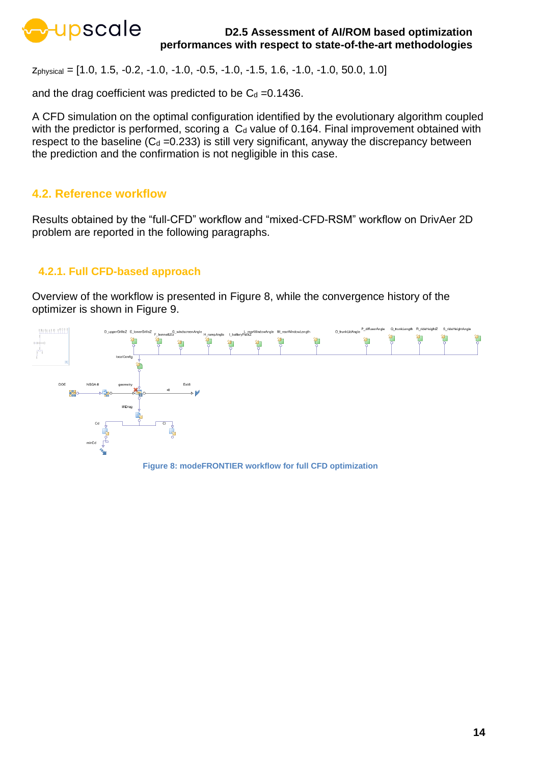$z_{physical}$ = [1.0, 1.5, -0.2, -1.0, -1.0, -0.5, -1.0, -1.5, 1.6, -1.0, -1.0, 50.0, 1.0]

and the drag coefficient was predicted to be $C_d$ =0.1436.

A CFD simulation on the optimal configuration identified by the evolutionary algorithm coupled with the predictor is performed, scoring a $C_d$ value of 0.164. Final improvement obtained with respect to the baseline ($C_d$ =0.233) is still very significant, anyway the discrepancy between the prediction and the confirmation is not negligible in this case.

## 4.2. Reference workflow

Results obtained by the "full-CFD" workflow and "mixed-CFD-RSM" workflow on DrivAer 2D problem are reported in the following paragraphs.

### 4.2.1. Full CFD-based approach

Overview of the workflow is presented in Figure 8, while the convergence history of the optimizer is shown in Figure 9.

Figure 8: modeFRONTIER workflow for full CFD optimization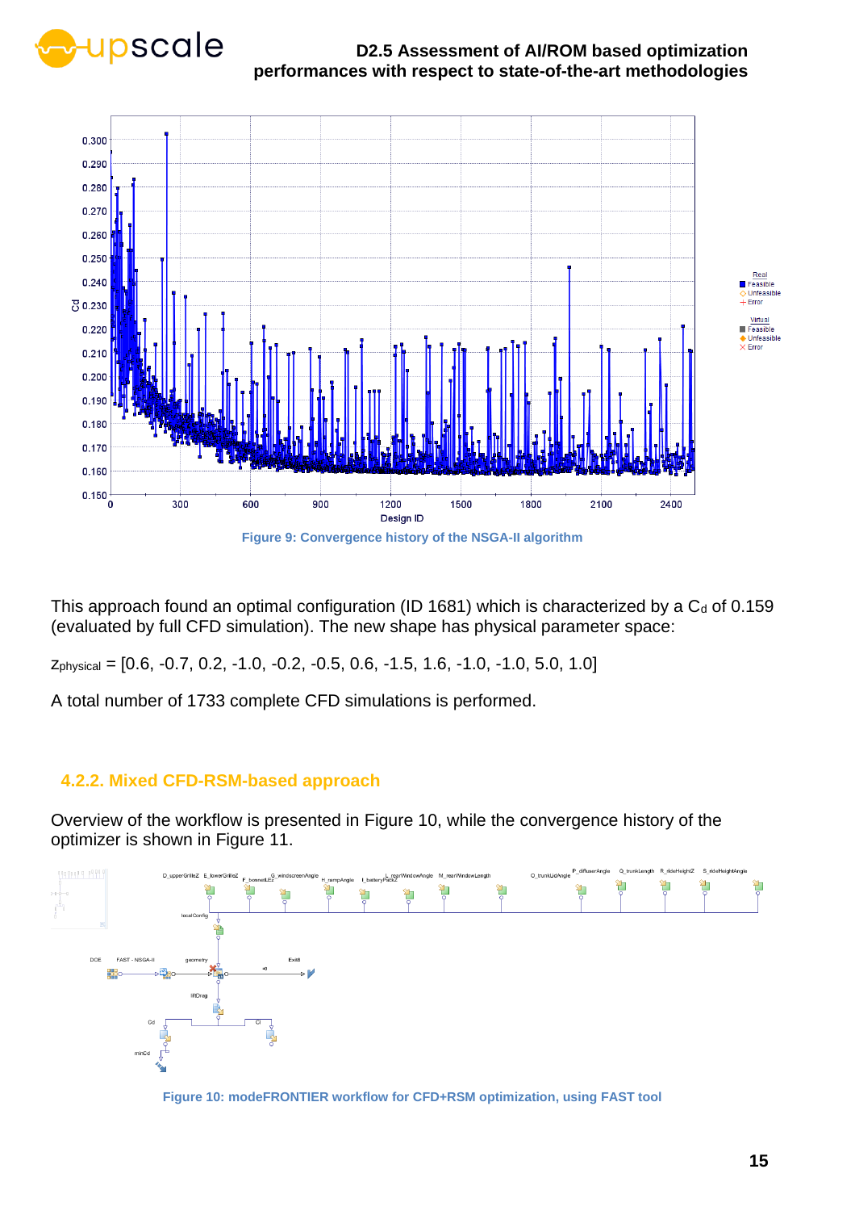Figure 9: Convergence history of the NSGA-II algorithm

This approach found an optimal configuration (ID 1681) which is characterized by a $C_d$ of 0.159 (evaluated by full CFD simulation). The new shape has physical parameter space:

$z_{physical}$ = [0.6, -0.7, 0.2, -1.0, -0.2, -0.5, 0.6, -1.5, 1.6, -1.0, -1.0, 5.0, 1.0]

A total number of 1733 complete CFD simulations is performed.

### 4.2.2. Mixed CFD-RSM-based approach

Overview of the workflow is presented in Figure 10, while the convergence history of the optimizer is shown in Figure 11.

Figure 10: modeFRONTIER workflow for CFD+RSM optimization, using FAST tool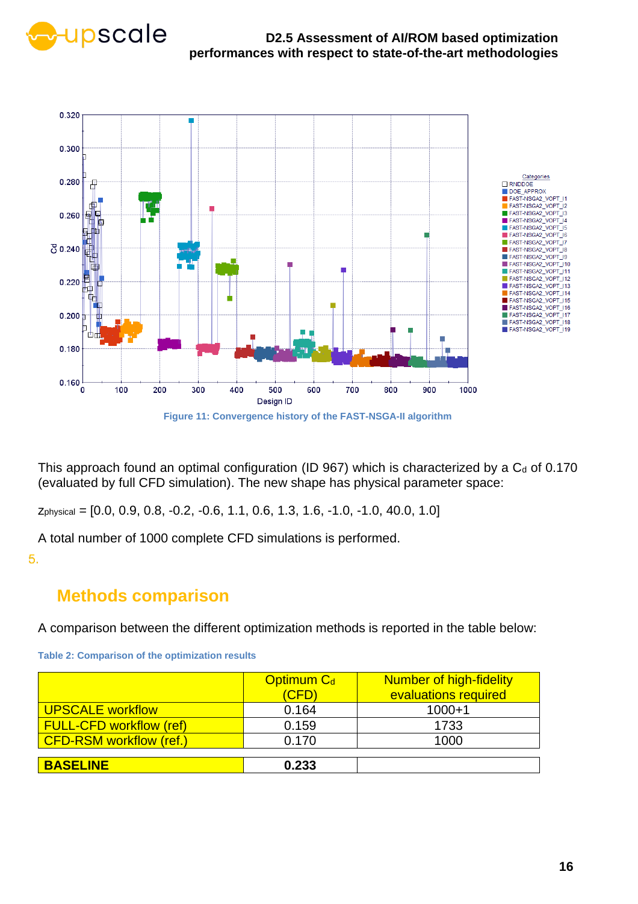Figure 11: Convergence history of the FAST-NSGA-II algorithm

This approach found an optimal configuration (ID 967) which is characterized by a $C_d$ of 0.170 (evaluated by full CFD simulation). The new shape has physical parameter space:

$z_{physical}$ = [0.0, 0.9, 0.8, -0.2, -0.6, 1.1, 0.6, 1.3, 1.6, -1.0, -1.0, 40.0, 1.0]

A total number of 1000 complete CFD simulations is performed.

## 5. Methods comparison

A comparison between the different optimization methods is reported in the table below:

Table 2: Comparison of the optimization results

| | Optimum $C_d$ (CFD) | Number of high-fidelity evaluations required |
|---|---|---|
| UPSCALE workflow | 0.164 | 1000+1 |
| FULL-CFD workflow (ref) | 0.159 | 1733 |
| CFD-RSM workflow (ref.) | 0.170 | 1000 |
| **BASELINE** | **0.233** | |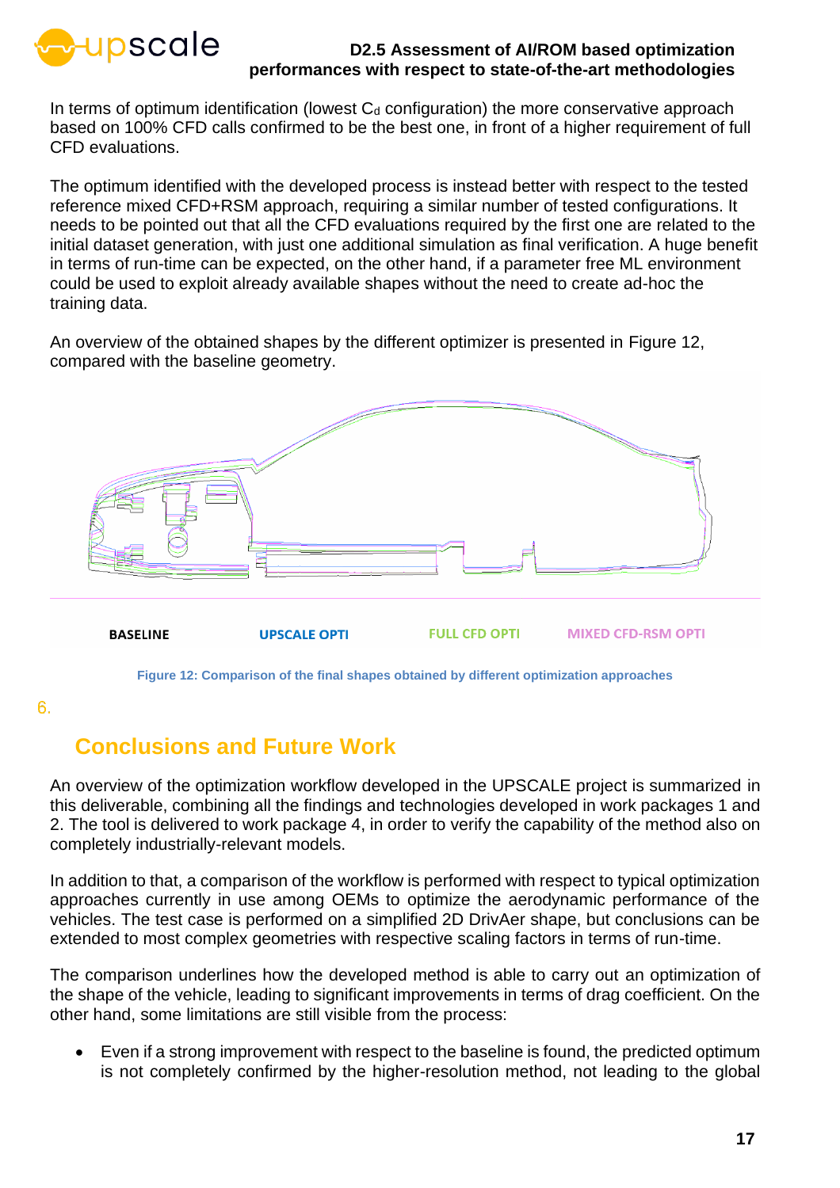In terms of optimum identification (lowest $C_d$ configuration) the more conservative approach based on 100% CFD calls confirmed to be the best one, in front of a higher requirement of full CFD evaluations.

The optimum identified with the developed process is instead better with respect to the tested reference mixed CFD+RSM approach, requiring a similar number of tested configurations. It needs to be pointed out that all the CFD evaluations required by the first one are related to the initial dataset generation, with just one additional simulation as final verification. A huge benefit in terms of run-time can be expected, on the other hand, if a parameter free ML environment could be used to exploit already available shapes without the need to create ad-hoc the training data.

An overview of the obtained shapes by the different optimizer is presented in Figure 12, compared with the baseline geometry.

BASELINE UPSCALE OPTI FULL CFD OPTI MIXED CFD-RSM OPTI

Figure 12: Comparison of the final shapes obtained by different optimization approaches

# 6. Conclusions and Future Work

An overview of the optimization workflow developed in the UPSCALE project is summarized in this deliverable, combining all the findings and technologies developed in work packages 1 and 2. The tool is delivered to work package 4, in order to verify the capability of the method also on completely industrially-relevant models.

In addition to that, a comparison of the workflow is performed with respect to typical optimization approaches currently in use among OEMs to optimize the aerodynamic performance of the vehicles. The test case is performed on a simplified 2D DrivAer shape, but conclusions can be extended to most complex geometries with respective scaling factors in terms of run-time.

The comparison underlines how the developed method is able to carry out an optimization of the shape of the vehicle, leading to significant improvements in terms of drag coefficient. On the other hand, some limitations are still visible from the process:

- Even if a strong improvement with respect to the baseline is found, the predicted optimum is not completely confirmed by the higher-resolution method, not leading to the global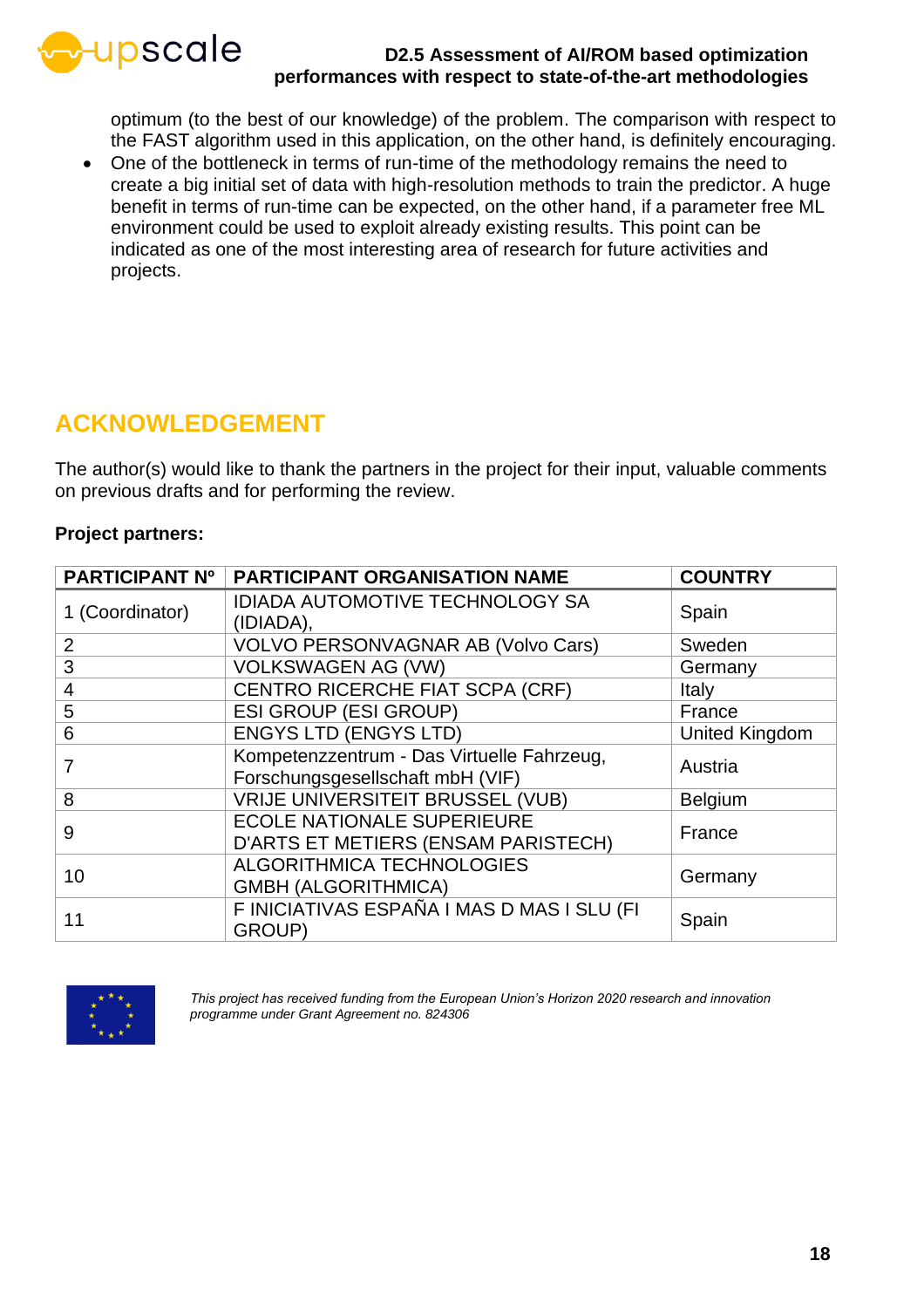optimum (to the best of our knowledge) of the problem. The comparison with respect to the FAST algorithm used in this application, on the other hand, is definitely encouraging.

- One of the bottleneck in terms of run-time of the methodology remains the need to create a big initial set of data with high-resolution methods to train the predictor. A huge benefit in terms of run-time can be expected, on the other hand, if a parameter free ML environment could be used to exploit already existing results. This point can be indicated as one of the most interesting area of research for future activities and projects.

## ACKNOWLEDGEMENT

The author(s) would like to thank the partners in the project for their input, valuable comments on previous drafts and for performing the review.

**Project partners:**

| PARTICIPANT Nº | PARTICIPANT ORGANISATION NAME | COUNTRY |
|---|---|---|
| 1 (Coordinator) | IDIADA AUTOMOTIVE TECHNOLOGY SA (IDIADA), | Spain |
| 2 | VOLVO PERSONVAGNAR AB (Volvo Cars) | Sweden |
| 3 | VOLKSWAGEN AG (VW) | Germany |
| 4 | CENTRO RICERCHE FIAT SCPA (CRF) | Italy |
| 5 | ESI GROUP (ESI GROUP) | France |
| 6 | ENGYS LTD (ENGYS LTD) | United Kingdom |
| 7 | Kompetenzzentrum - Das Virtuelle Fahrzeug, Forschungsgesellschaft mbH (VIF) | Austria |
| 8 | VRIJE UNIVERSITEIT BRUSSEL (VUB) | Belgium |
| 9 | ECOLE NATIONALE SUPERIEURE D'ARTS ET METIERS (ENSAM PARISTECH) | France |
| 10 | ALGORITHMICA TECHNOLOGIES GMBH (ALGORITHMICA) | Germany |
| 11 | F INICIATIVAS ESPAÑA I MAS D MAS I SLU (FI GROUP) | Spain |

*This project has received funding from the European Union's Horizon 2020 research and innovation programme under Grant Agreement no. 824306*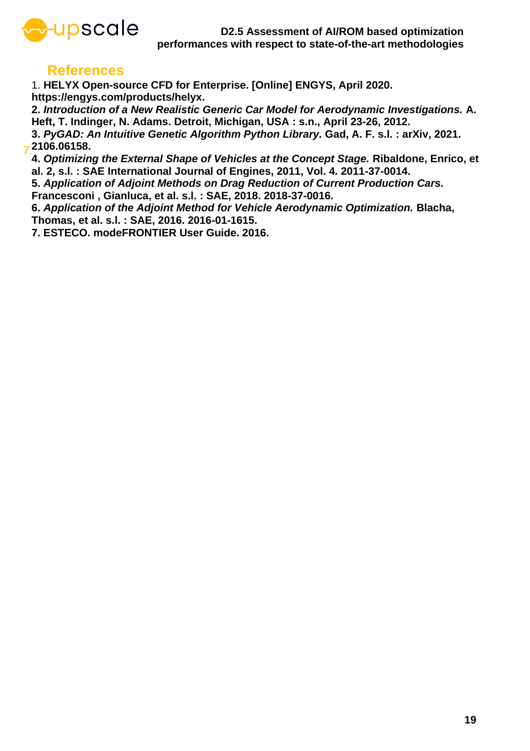## References

1. **HELYX Open-source CFD for Enterprise. [Online] ENGYS, April 2020. https://engys.com/products/helyx.**
2. ***Introduction of a New Realistic Generic Car Model for Aerodynamic Investigations.*** **A. Heft, T. Indinger, N. Adams. Detroit, Michigan, USA : s.n., April 23-26, 2012.**
3. ***PyGAD: An Intuitive Genetic Algorithm Python Library.*** **Gad, A. F. s.l. : arXiv, 2021. 2106.06158.**
4. ***Optimizing the External Shape of Vehicles at the Concept Stage.*** **Ribaldone, Enrico, et al. 2, s.l. : SAE International Journal of Engines, 2011, Vol. 4. 2011-37-0014.**
5. ***Application of Adjoint Methods on Drag Reduction of Current Production Cars.*** **Francesconi , Gianluca, et al. s.l. : SAE, 2018. 2018-37-0016.**
6. ***Application of the Adjoint Method for Vehicle Aerodynamic Optimization.*** **Blacha, Thomas, et al. s.l. : SAE, 2016. 2016-01-1615.**
7. **ESTECO. modeFRONTIER User Guide. 2016.**